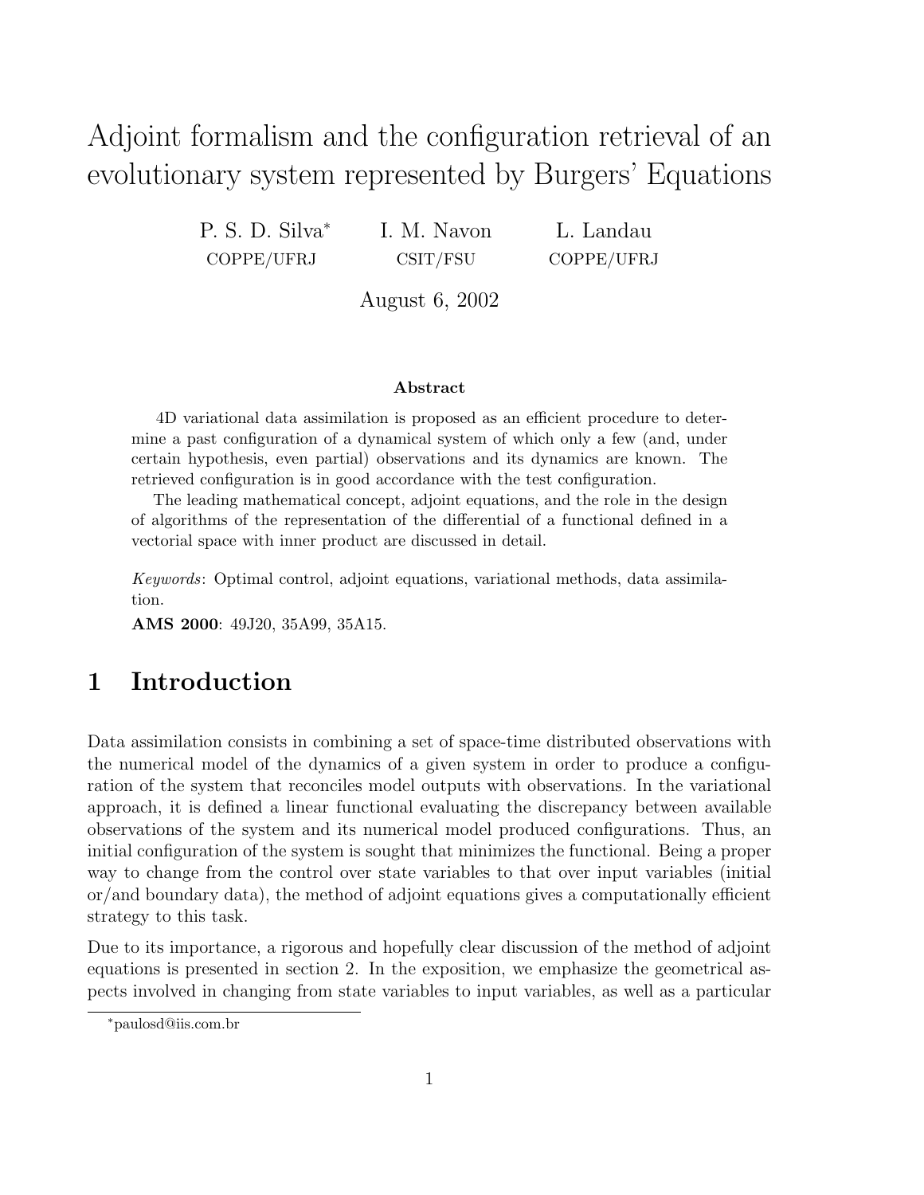# Adjoint formalism and the configuration retrieval of an evolutionary system represented by Burgers' Equations

P. S. D. Silva* (COPPE/UFRJ) — I. M. Navon (CSIT/FSU) — L. Landau (COPPE/UFRJ)

August 6, 2002

**Abstract**

4D variational data assimilation is proposed as an efficient procedure to determine a past configuration of a dynamical system of which only a few (and, under certain hypothesis, even partial) observations and its dynamics are known. The retrieved configuration is in good accordance with the test configuration.

The leading mathematical concept, adjoint equations, and the role in the design of algorithms of the representation of the differential of a functional defined in a vectorial space with inner product are discussed in detail.

*Keywords*: Optimal control, adjoint equations, variational methods, data assimilation.

**AMS 2000**: 49J20, 35A99, 35A15.

## 1 Introduction

Data assimilation consists in combining a set of space-time distributed observations with the numerical model of the dynamics of a given system in order to produce a configuration of the system that reconciles model outputs with observations. In the variational approach, it is defined a linear functional evaluating the discrepancy between available observations of the system and its numerical model produced configurations. Thus, an initial configuration of the system is sought that minimizes the functional. Being a proper way to change from the control over state variables to that over input variables (initial or/and boundary data), the method of adjoint equations gives a computationally efficient strategy to this task.

Due to its importance, a rigorous and hopefully clear discussion of the method of adjoint equations is presented in section 2. In the exposition, we emphasize the geometrical aspects involved in changing from state variables to input variables, as well as a particular

*paulosd@iis.com.br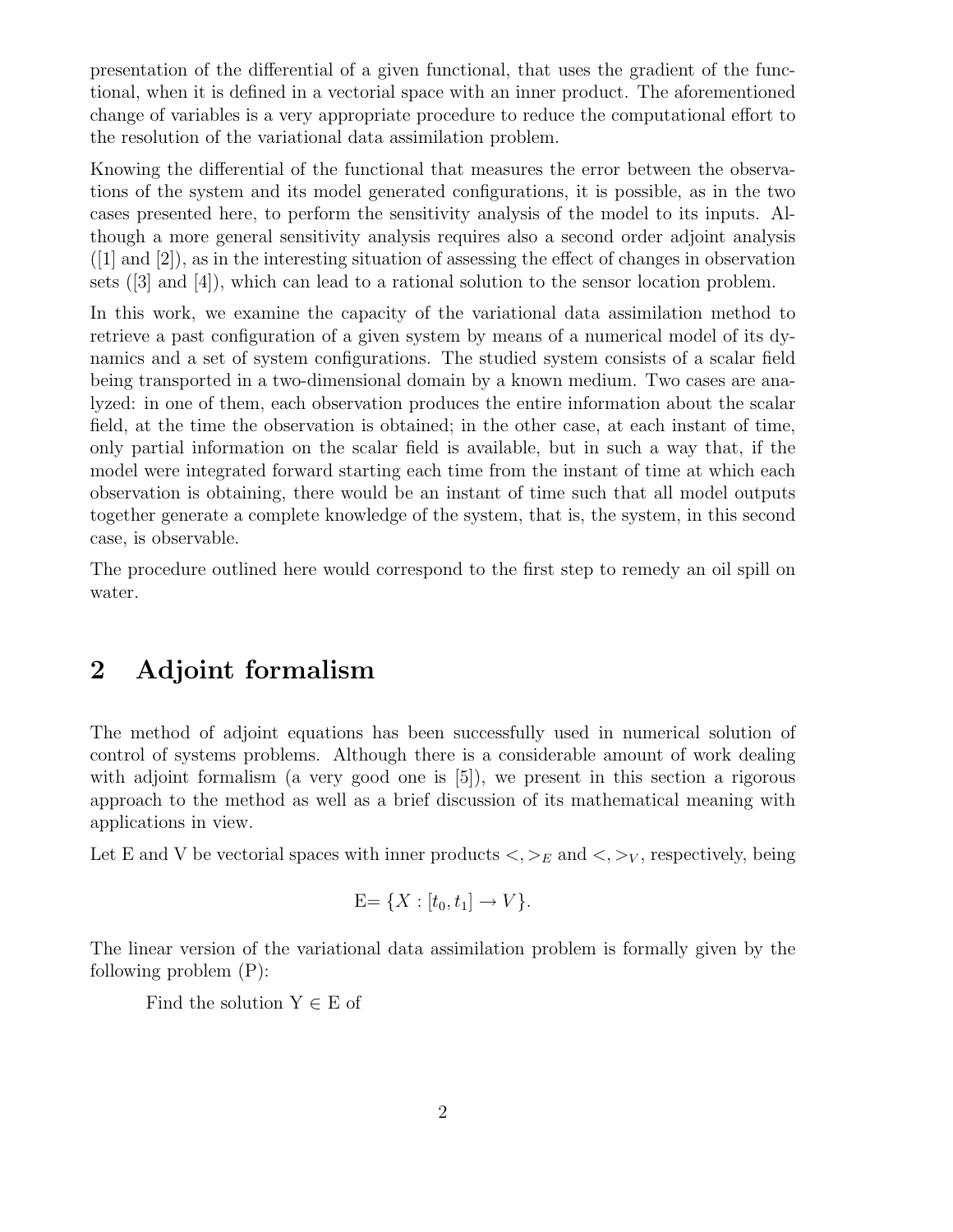presentation of the differential of a given functional, that uses the gradient of the functional, when it is defined in a vectorial space with an inner product. The aforementioned change of variables is a very appropriate procedure to reduce the computational effort to the resolution of the variational data assimilation problem.

Knowing the differential of the functional that measures the error between the observations of the system and its model generated configurations, it is possible, as in the two cases presented here, to perform the sensitivity analysis of the model to its inputs. Although a more general sensitivity analysis requires also a second order adjoint analysis ([1] and [2]), as in the interesting situation of assessing the effect of changes in observation sets ([3] and [4]), which can lead to a rational solution to the sensor location problem.

In this work, we examine the capacity of the variational data assimilation method to retrieve a past configuration of a given system by means of a numerical model of its dynamics and a set of system configurations. The studied system consists of a scalar field being transported in a two-dimensional domain by a known medium. Two cases are analyzed: in one of them, each observation produces the entire information about the scalar field, at the time the observation is obtained; in the other case, at each instant of time, only partial information on the scalar field is available, but in such a way that, if the model were integrated forward starting each time from the instant of time at which each observation is obtaining, there would be an instant of time such that all model outputs together generate a complete knowledge of the system, that is, the system, in this second case, is observable.

The procedure outlined here would correspond to the first step to remedy an oil spill on water.

## 2 Adjoint formalism

The method of adjoint equations has been successfully used in numerical solution of control of systems problems. Although there is a considerable amount of work dealing with adjoint formalism (a very good one is [5]), we present in this section a rigorous approach to the method as well as a brief discussion of its mathematical meaning with applications in view.

Let E and V be vectorial spaces with inner products $<,>_E$ and $<,>_V$, respectively, being

$$\text{E} = \{X : [t_0, t_1] \to V\}.$$

The linear version of the variational data assimilation problem is formally given by the following problem (P):

Find the solution Y $\in$ E of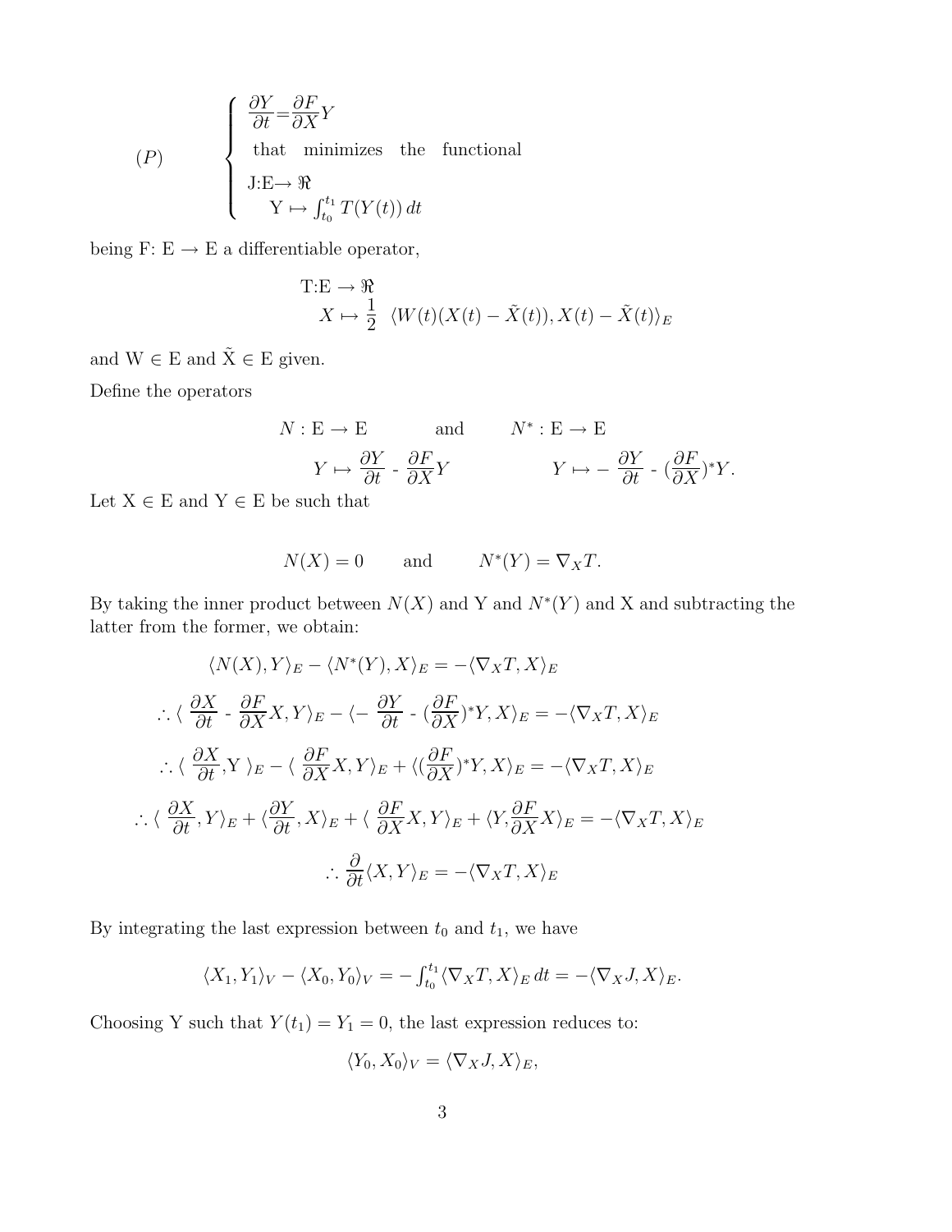$$
(P) \qquad \begin{cases} \dfrac{\partial Y}{\partial t} = \dfrac{\partial F}{\partial X} Y \\ \text{that minimizes the functional} \\ \text{J:E} \rightarrow \Re \\ \quad \text{Y} \mapsto \int_{t_0}^{t_1} T(Y(t))\, dt \end{cases}
$$

being F: E $\rightarrow$ E a differentiable operator,

$$
\begin{aligned}
&\text{T:E} \rightarrow \Re \\
&\quad X \mapsto \frac{1}{2} \ \langle W(t)(X(t) - \tilde{X}(t)), X(t) - \tilde{X}(t) \rangle_E
\end{aligned}
$$

and W $\in$ E and $\tilde{\text{X}}$ $\in$ E given.

Define the operators

$$
\begin{aligned}
N : \text{E} \rightarrow \text{E} \qquad & \text{and} \qquad N^* : \text{E} \rightarrow \text{E} \\
Y \mapsto \frac{\partial Y}{\partial t} - \frac{\partial F}{\partial X} Y \qquad & \qquad\qquad Y \mapsto -\frac{\partial Y}{\partial t} - (\frac{\partial F}{\partial X})^* Y.
\end{aligned}
$$

Let X $\in$ E and Y $\in$ E be such that

$$
N(X) = 0 \qquad \text{and} \qquad N^*(Y) = \nabla_X T.
$$

By taking the inner product between $N(X)$ and Y and $N^*(Y)$ and X and subtracting the latter from the former, we obtain:

$$
\langle N(X), Y \rangle_E - \langle N^*(Y), X \rangle_E = -\langle \nabla_X T, X \rangle_E
$$

$$
\therefore \langle \ \frac{\partial X}{\partial t} - \frac{\partial F}{\partial X} X, Y \rangle_E - \langle -\ \frac{\partial Y}{\partial t} - (\frac{\partial F}{\partial X})^* Y, X \rangle_E = -\langle \nabla_X T, X \rangle_E
$$

$$
\therefore \langle \ \frac{\partial X}{\partial t}, \text{Y} \ \rangle_E - \langle \ \frac{\partial F}{\partial X} X, Y \rangle_E + \langle (\frac{\partial F}{\partial X})^* Y, X \rangle_E = -\langle \nabla_X T, X \rangle_E
$$

$$
\therefore \langle \ \frac{\partial X}{\partial t}, Y \rangle_E + \langle \frac{\partial Y}{\partial t}, X \rangle_E + \langle \ \frac{\partial F}{\partial X} X, Y \rangle_E + \langle Y, \frac{\partial F}{\partial X} X \rangle_E = -\langle \nabla_X T, X \rangle_E
$$

$$
\therefore \frac{\partial}{\partial t} \langle X, Y \rangle_E = -\langle \nabla_X T, X \rangle_E
$$

By integrating the last expression between $t_0$ and $t_1$, we have

$$
\langle X_1, Y_1 \rangle_V - \langle X_0, Y_0 \rangle_V = -\int_{t_0}^{t_1} \langle \nabla_X T, X \rangle_E \, dt = -\langle \nabla_X J, X \rangle_E.
$$

Choosing Y such that $Y(t_1) = Y_1 = 0$, the last expression reduces to:

$$
\langle Y_0, X_0 \rangle_V = \langle \nabla_X J, X \rangle_E,
$$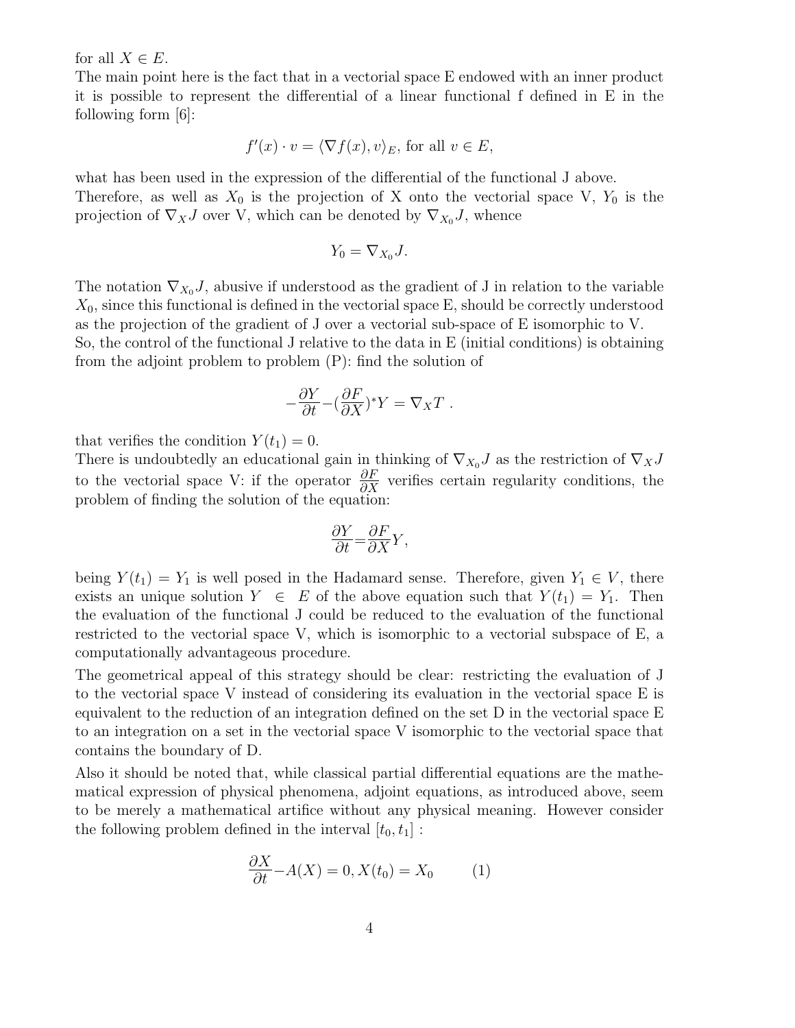for all $X \in E$.

The main point here is the fact that in a vectorial space E endowed with an inner product it is possible to represent the differential of a linear functional f defined in E in the following form [6]:

$$f'(x) \cdot v = \langle \nabla f(x), v \rangle_E, \text{ for all } v \in E,$$

what has been used in the expression of the differential of the functional J above.

Therefore, as well as $X_0$ is the projection of X onto the vectorial space V, $Y_0$ is the projection of $\nabla_X J$ over V, which can be denoted by $\nabla_{X_0} J$, whence

$$Y_0 = \nabla_{X_0} J.$$

The notation $\nabla_{X_0} J$, abusive if understood as the gradient of J in relation to the variable $X_0$, since this functional is defined in the vectorial space E, should be correctly understood as the projection of the gradient of J over a vectorial sub-space of E isomorphic to V.

So, the control of the functional J relative to the data in E (initial conditions) is obtaining from the adjoint problem to problem (P): find the solution of

$$-\frac{\partial Y}{\partial t} - \left(\frac{\partial F}{\partial X}\right)^* Y = \nabla_X T \ .$$

that verifies the condition $Y(t_1) = 0$.

There is undoubtedly an educational gain in thinking of $\nabla_{X_0} J$ as the restriction of $\nabla_X J$ to the vectorial space V: if the operator $\frac{\partial F}{\partial X}$ verifies certain regularity conditions, the problem of finding the solution of the equation:

$$\frac{\partial Y}{\partial t} = \frac{\partial F}{\partial X} Y,$$

being $Y(t_1) = Y_1$ is well posed in the Hadamard sense. Therefore, given $Y_1 \in V$, there exists an unique solution $Y \in E$ of the above equation such that $Y(t_1) = Y_1$. Then the evaluation of the functional J could be reduced to the evaluation of the functional restricted to the vectorial space V, which is isomorphic to a vectorial subspace of E, a computationally advantageous procedure.

The geometrical appeal of this strategy should be clear: restricting the evaluation of J to the vectorial space V instead of considering its evaluation in the vectorial space E is equivalent to the reduction of an integration defined on the set D in the vectorial space E to an integration on a set in the vectorial space V isomorphic to the vectorial space that contains the boundary of D.

Also it should be noted that, while classical partial differential equations are the mathematical expression of physical phenomena, adjoint equations, as introduced above, seem to be merely a mathematical artifice without any physical meaning. However consider the following problem defined in the interval $[t_0, t_1]$ :

$$\frac{\partial X}{\partial t} - A(X) = 0, X(t_0) = X_0 \qquad (1)$$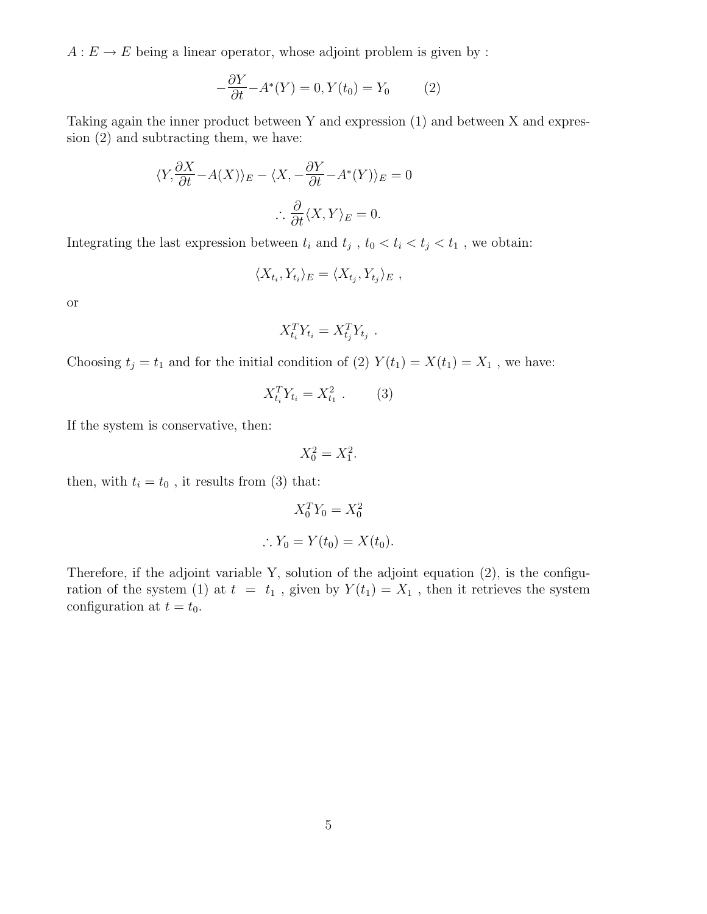$A : E \to E$ being a linear operator, whose adjoint problem is given by :

$$-\frac{\partial Y}{\partial t} - A^*(Y) = 0, Y(t_0) = Y_0 \qquad (2)$$

Taking again the inner product between Y and expression (1) and between X and expression (2) and subtracting them, we have:

$$\langle Y, \frac{\partial X}{\partial t} - A(X)\rangle_E - \langle X, -\frac{\partial Y}{\partial t} - A^*(Y)\rangle_E = 0$$

$$\therefore \frac{\partial}{\partial t}\langle X, Y\rangle_E = 0.$$

Integrating the last expression between $t_i$ and $t_j$ , $t_0 < t_i < t_j < t_1$ , we obtain:

$$\langle X_{t_i}, Y_{t_i}\rangle_E = \langle X_{t_j}, Y_{t_j}\rangle_E \ ,$$

or

$$X_{t_i}^T Y_{t_i} = X_{t_j}^T Y_{t_j} \ .$$

Choosing $t_j = t_1$ and for the initial condition of (2) $Y(t_1) = X(t_1) = X_1$ , we have:

$$X_{t_i}^T Y_{t_i} = X_{t_1}^2 \ . \qquad (3)$$

If the system is conservative, then:

$$X_0^2 = X_1^2.$$

then, with $t_i = t_0$ , it results from (3) that:

$$X_0^T Y_0 = X_0^2$$

$$\therefore Y_0 = Y(t_0) = X(t_0).$$

Therefore, if the adjoint variable Y, solution of the adjoint equation (2), is the configuration of the system (1) at $t = t_1$ , given by $Y(t_1) = X_1$ , then it retrieves the system configuration at $t = t_0$.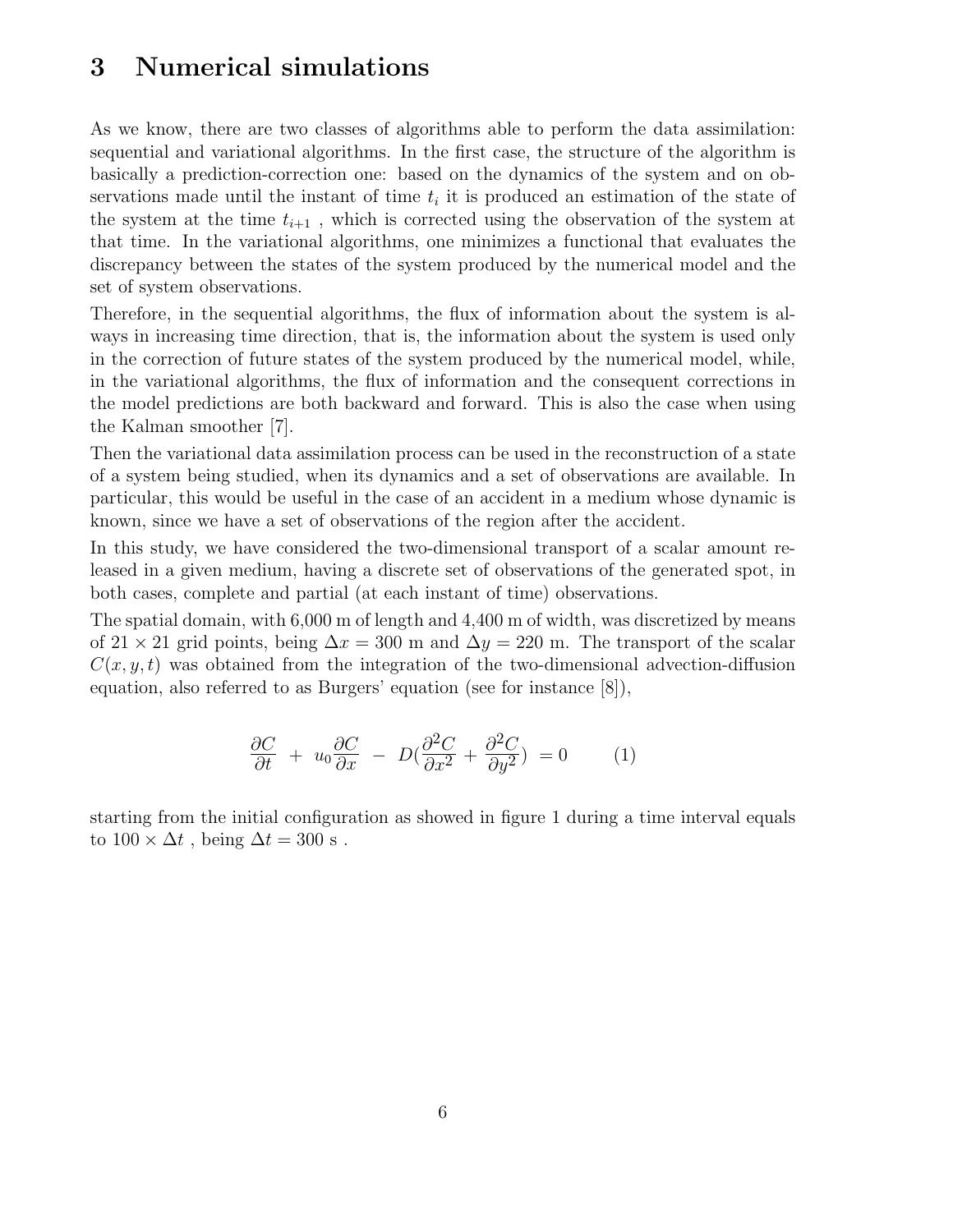# 3 Numerical simulations

As we know, there are two classes of algorithms able to perform the data assimilation: sequential and variational algorithms. In the first case, the structure of the algorithm is basically a prediction-correction one: based on the dynamics of the system and on observations made until the instant of time $t_i$ it is produced an estimation of the state of the system at the time $t_{i+1}$ , which is corrected using the observation of the system at that time. In the variational algorithms, one minimizes a functional that evaluates the discrepancy between the states of the system produced by the numerical model and the set of system observations.

Therefore, in the sequential algorithms, the flux of information about the system is always in increasing time direction, that is, the information about the system is used only in the correction of future states of the system produced by the numerical model, while, in the variational algorithms, the flux of information and the consequent corrections in the model predictions are both backward and forward. This is also the case when using the Kalman smoother [7].

Then the variational data assimilation process can be used in the reconstruction of a state of a system being studied, when its dynamics and a set of observations are available. In particular, this would be useful in the case of an accident in a medium whose dynamic is known, since we have a set of observations of the region after the accident.

In this study, we have considered the two-dimensional transport of a scalar amount released in a given medium, having a discrete set of observations of the generated spot, in both cases, complete and partial (at each instant of time) observations.

The spatial domain, with 6,000 m of length and 4,400 m of width, was discretized by means of $21 \times 21$ grid points, being $\Delta x = 300$ m and $\Delta y = 220$ m. The transport of the scalar $C(x, y, t)$ was obtained from the integration of the two-dimensional advection-diffusion equation, also referred to as Burgers' equation (see for instance [8]),

$$\frac{\partial C}{\partial t} \; + \; u_0 \frac{\partial C}{\partial x} \; - \; D\Big(\frac{\partial^2 C}{\partial x^2} + \frac{\partial^2 C}{\partial y^2}\Big) \; = 0 \qquad (1)$$

starting from the initial configuration as showed in figure 1 during a time interval equals to $100 \times \Delta t$ , being $\Delta t = 300$ s .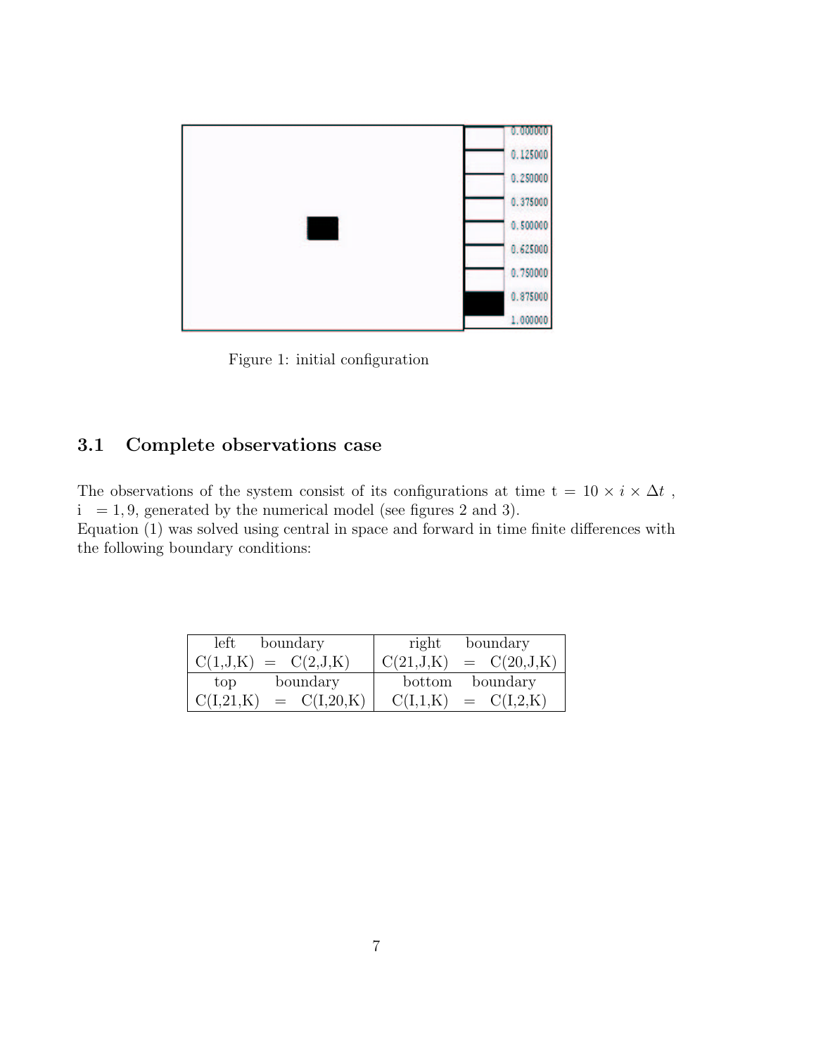Figure 1: initial configuration

## 3.1 Complete observations case

The observations of the system consist of its configurations at time t = $10 \times i \times \Delta t$ , i $= 1, 9$, generated by the numerical model (see figures 2 and 3).
Equation (1) was solved using central in space and forward in time finite differences with the following boundary conditions:

| left boundary | right boundary |
|---|---|
| C(1,J,K) = C(2,J,K) | C(21,J,K) = C(20,J,K) |
| top boundary | bottom boundary |
| C(I,21,K) = C(I,20,K) | C(I,1,K) = C(I,2,K) |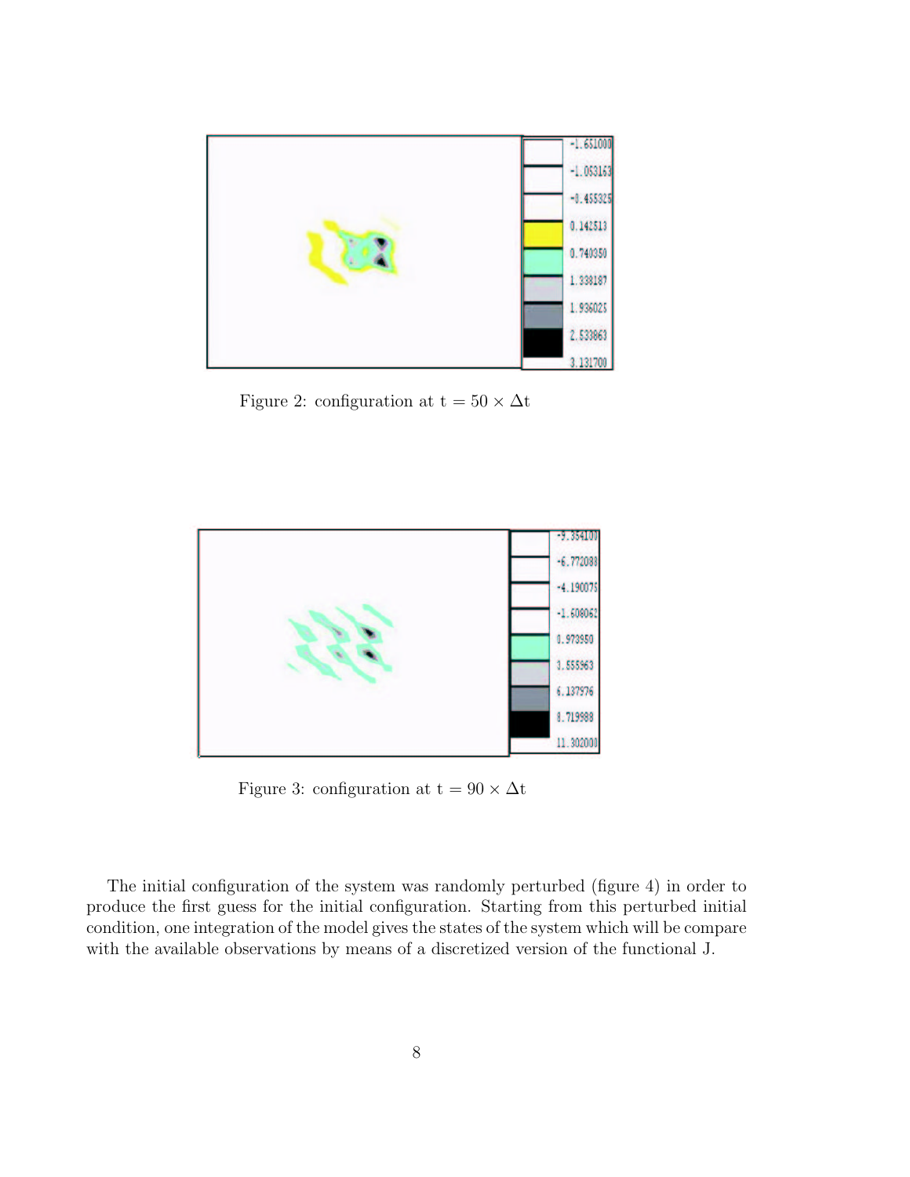Figure 2: configuration at t = $50 \times \Delta$t

Figure 3: configuration at t = $90 \times \Delta$t

The initial configuration of the system was randomly perturbed (figure 4) in order to produce the first guess for the initial configuration. Starting from this perturbed initial condition, one integration of the model gives the states of the system which will be compare with the available observations by means of a discretized version of the functional J.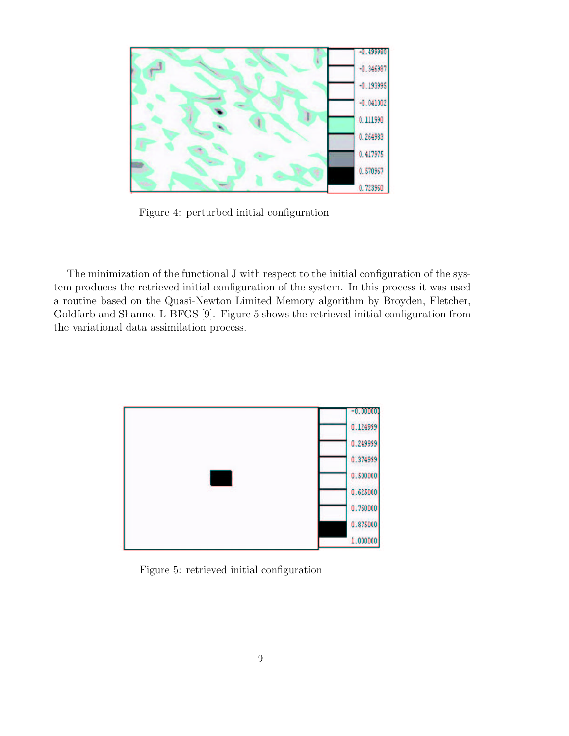Figure 4: perturbed initial configuration

The minimization of the functional J with respect to the initial configuration of the system produces the retrieved initial configuration of the system. In this process it was used a routine based on the Quasi-Newton Limited Memory algorithm by Broyden, Fletcher, Goldfarb and Shanno, L-BFGS [9]. Figure 5 shows the retrieved initial configuration from the variational data assimilation process.

Figure 5: retrieved initial configuration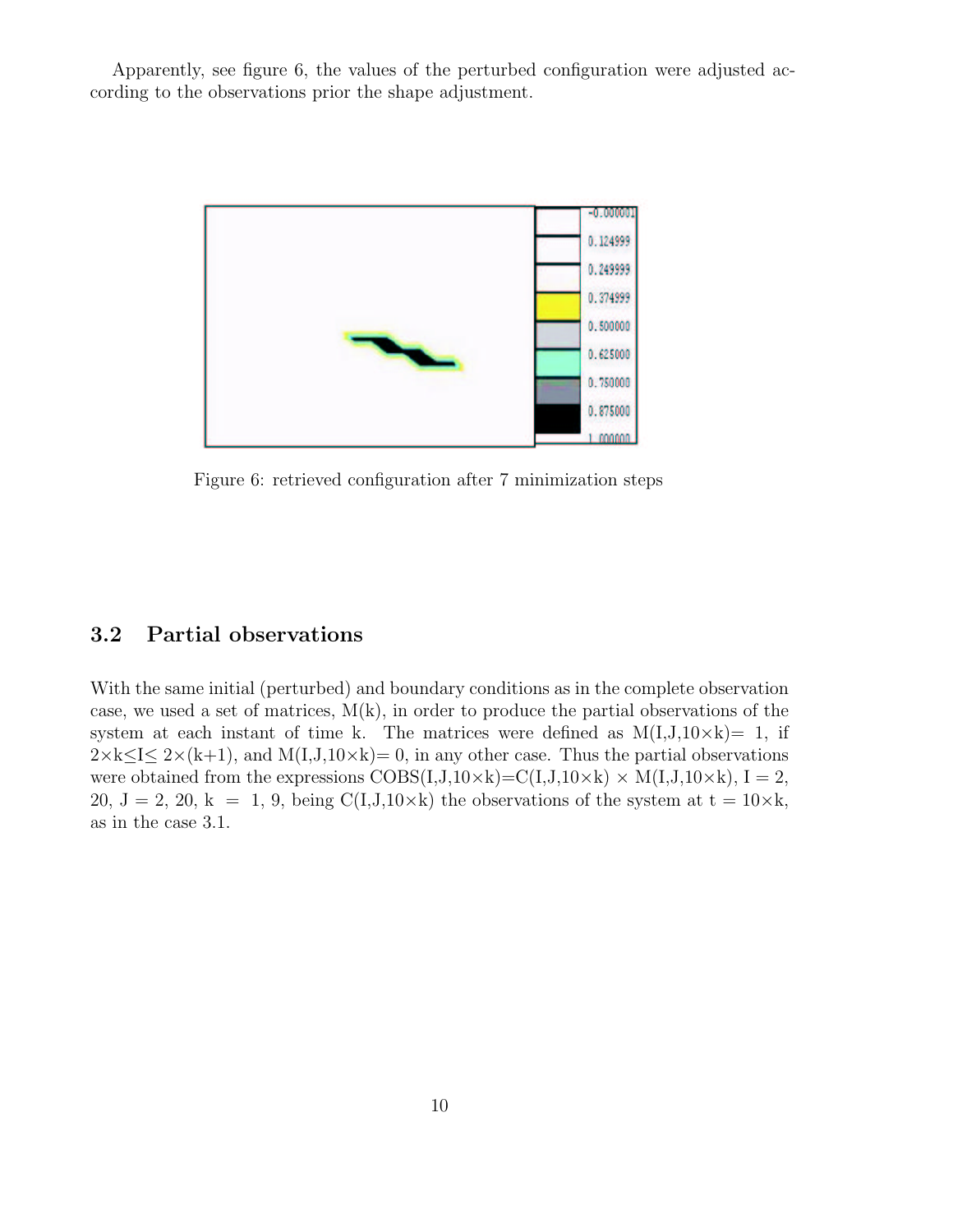Apparently, see figure 6, the values of the perturbed configuration were adjusted according to the observations prior the shape adjustment.

Figure 6: retrieved configuration after 7 minimization steps

### 3.2 Partial observations

With the same initial (perturbed) and boundary conditions as in the complete observation case, we used a set of matrices, M(k), in order to produce the partial observations of the system at each instant of time k. The matrices were defined as M(I,J,10×k)= 1, if $2\times k \leq I \leq 2\times(k+1)$, and M(I,J,10×k)= 0, in any other case. Thus the partial observations were obtained from the expressions COBS(I,J,10×k)=C(I,J,10×k) × M(I,J,10×k), I = 2, 20, J = 2, 20, k = 1, 9, being C(I,J,10×k) the observations of the system at t = 10×k, as in the case 3.1.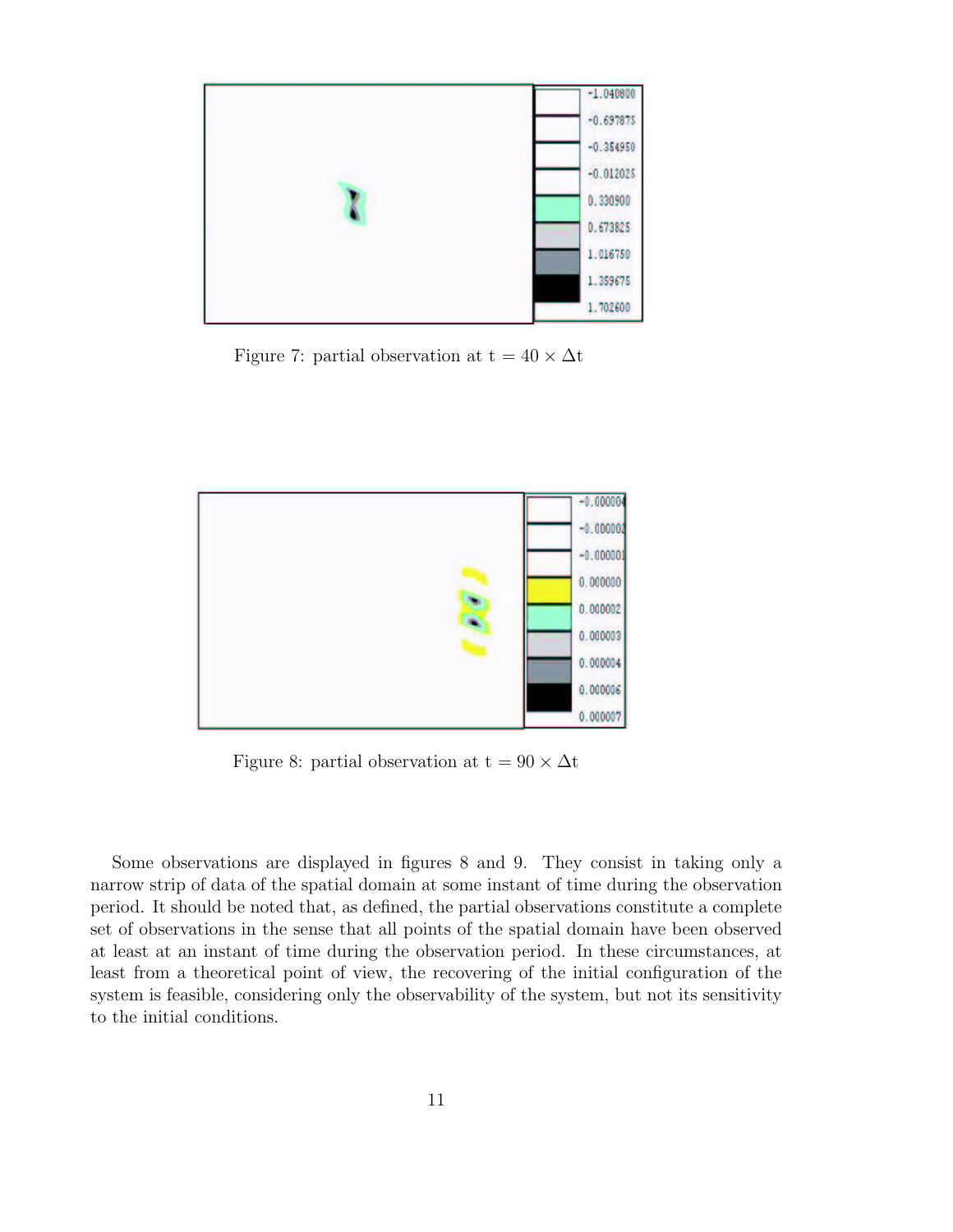Figure 7: partial observation at t = 40 × Δt

Figure 8: partial observation at t = 90 × Δt

Some observations are displayed in figures 8 and 9. They consist in taking only a narrow strip of data of the spatial domain at some instant of time during the observation period. It should be noted that, as defined, the partial observations constitute a complete set of observations in the sense that all points of the spatial domain have been observed at least at an instant of time during the observation period. In these circumstances, at least from a theoretical point of view, the recovering of the initial configuration of the system is feasible, considering only the observability of the system, but not its sensitivity to the initial conditions.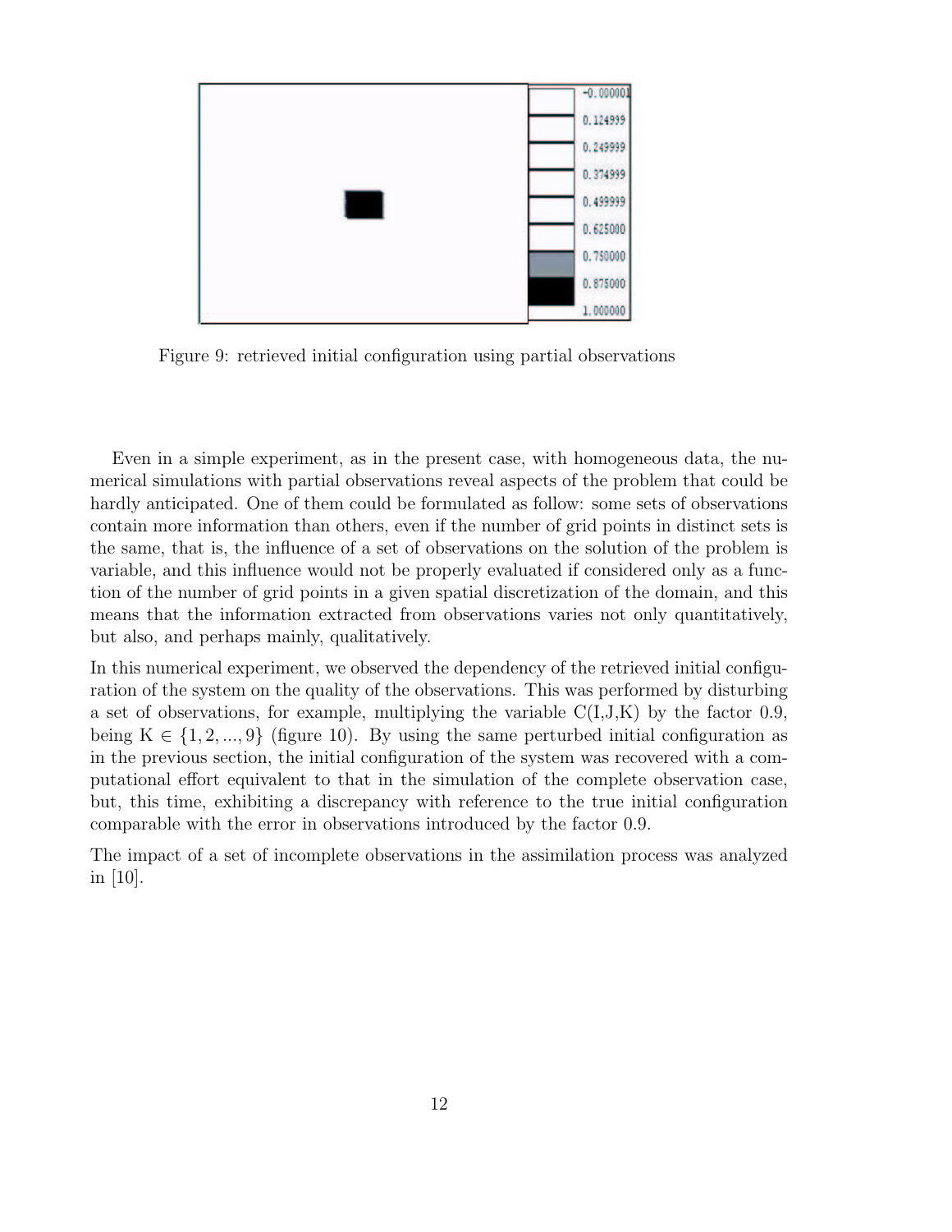Figure 9: retrieved initial configuration using partial observations

Even in a simple experiment, as in the present case, with homogeneous data, the numerical simulations with partial observations reveal aspects of the problem that could be hardly anticipated. One of them could be formulated as follow: some sets of observations contain more information than others, even if the number of grid points in distinct sets is the same, that is, the influence of a set of observations on the solution of the problem is variable, and this influence would not be properly evaluated if considered only as a function of the number of grid points in a given spatial discretization of the domain, and this means that the information extracted from observations varies not only quantitatively, but also, and perhaps mainly, qualitatively.

In this numerical experiment, we observed the dependency of the retrieved initial configuration of the system on the quality of the observations. This was performed by disturbing a set of observations, for example, multiplying the variable C(I,J,K) by the factor 0.9, being K $\in \{1, 2, ..., 9\}$ (figure 10). By using the same perturbed initial configuration as in the previous section, the initial configuration of the system was recovered with a computational effort equivalent to that in the simulation of the complete observation case, but, this time, exhibiting a discrepancy with reference to the true initial configuration comparable with the error in observations introduced by the factor 0.9.

The impact of a set of incomplete observations in the assimilation process was analyzed in [10].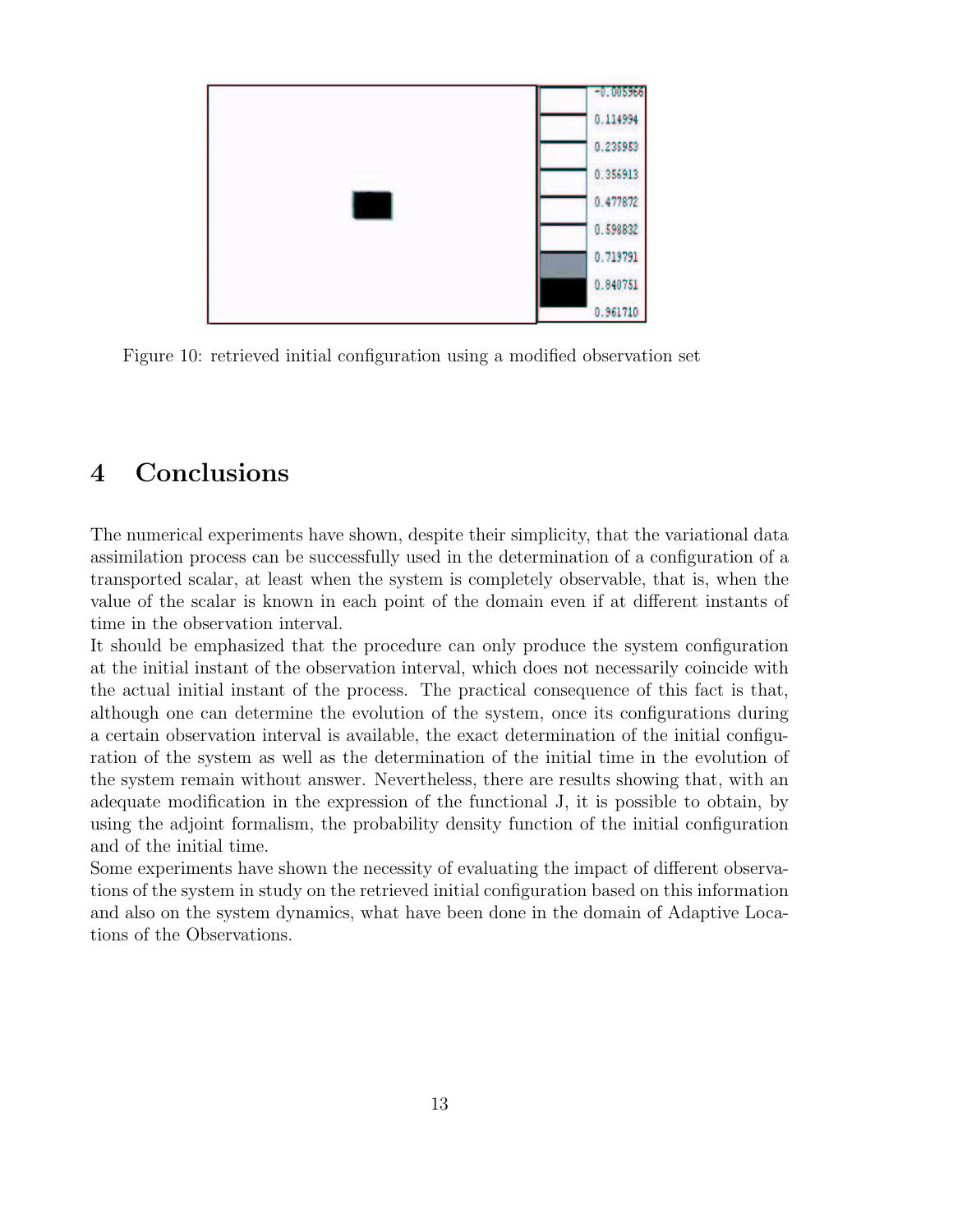Figure 10: retrieved initial configuration using a modified observation set

# 4 Conclusions

The numerical experiments have shown, despite their simplicity, that the variational data assimilation process can be successfully used in the determination of a configuration of a transported scalar, at least when the system is completely observable, that is, when the value of the scalar is known in each point of the domain even if at different instants of time in the observation interval.

It should be emphasized that the procedure can only produce the system configuration at the initial instant of the observation interval, which does not necessarily coincide with the actual initial instant of the process. The practical consequence of this fact is that, although one can determine the evolution of the system, once its configurations during a certain observation interval is available, the exact determination of the initial configuration of the system as well as the determination of the initial time in the evolution of the system remain without answer. Nevertheless, there are results showing that, with an adequate modification in the expression of the functional J, it is possible to obtain, by using the adjoint formalism, the probability density function of the initial configuration and of the initial time.

Some experiments have shown the necessity of evaluating the impact of different observations of the system in study on the retrieved initial configuration based on this information and also on the system dynamics, what have been done in the domain of Adaptive Locations of the Observations.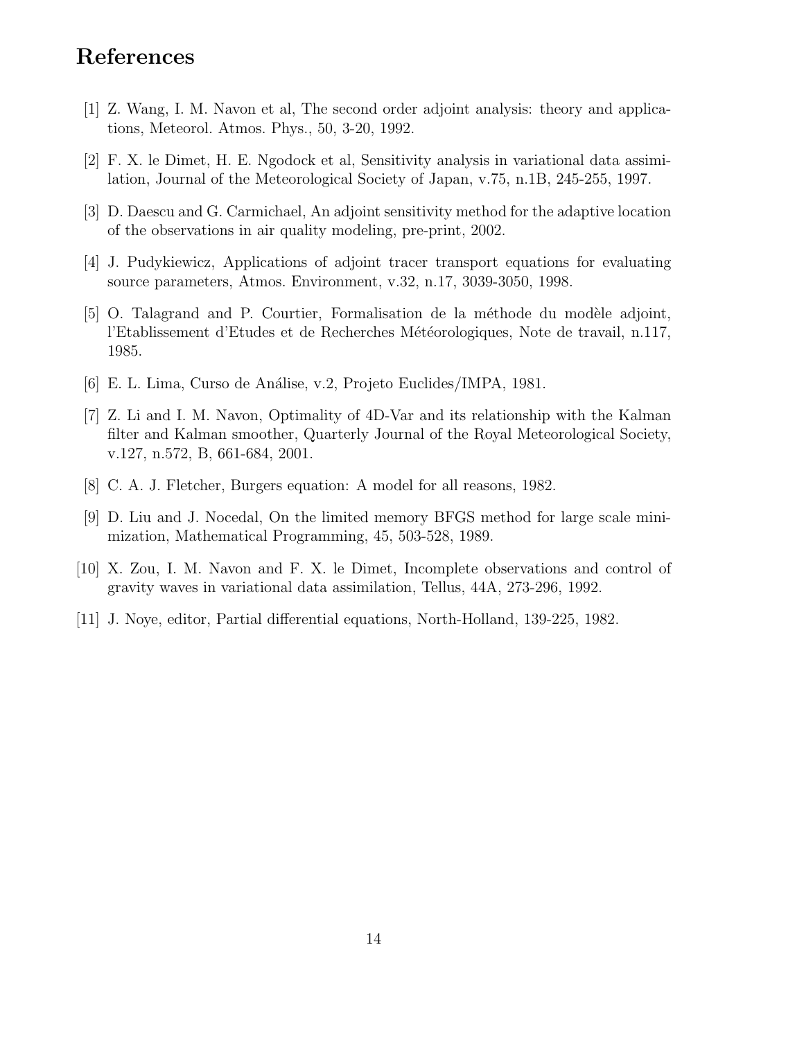# References

[1] Z. Wang, I. M. Navon et al, The second order adjoint analysis: theory and applications, Meteorol. Atmos. Phys., 50, 3-20, 1992.

[2] F. X. le Dimet, H. E. Ngodock et al, Sensitivity analysis in variational data assimilation, Journal of the Meteorological Society of Japan, v.75, n.1B, 245-255, 1997.

[3] D. Daescu and G. Carmichael, An adjoint sensitivity method for the adaptive location of the observations in air quality modeling, pre-print, 2002.

[4] J. Pudykiewicz, Applications of adjoint tracer transport equations for evaluating source parameters, Atmos. Environment, v.32, n.17, 3039-3050, 1998.

[5] O. Talagrand and P. Courtier, Formalisation de la méthode du modèle adjoint, l'Etablissement d'Etudes et de Recherches Météorologiques, Note de travail, n.117, 1985.

[6] E. L. Lima, Curso de Análise, v.2, Projeto Euclides/IMPA, 1981.

[7] Z. Li and I. M. Navon, Optimality of 4D-Var and its relationship with the Kalman filter and Kalman smoother, Quarterly Journal of the Royal Meteorological Society, v.127, n.572, B, 661-684, 2001.

[8] C. A. J. Fletcher, Burgers equation: A model for all reasons, 1982.

[9] D. Liu and J. Nocedal, On the limited memory BFGS method for large scale minimization, Mathematical Programming, 45, 503-528, 1989.

[10] X. Zou, I. M. Navon and F. X. le Dimet, Incomplete observations and control of gravity waves in variational data assimilation, Tellus, 44A, 273-296, 1992.

[11] J. Noye, editor, Partial differential equations, North-Holland, 139-225, 1982.